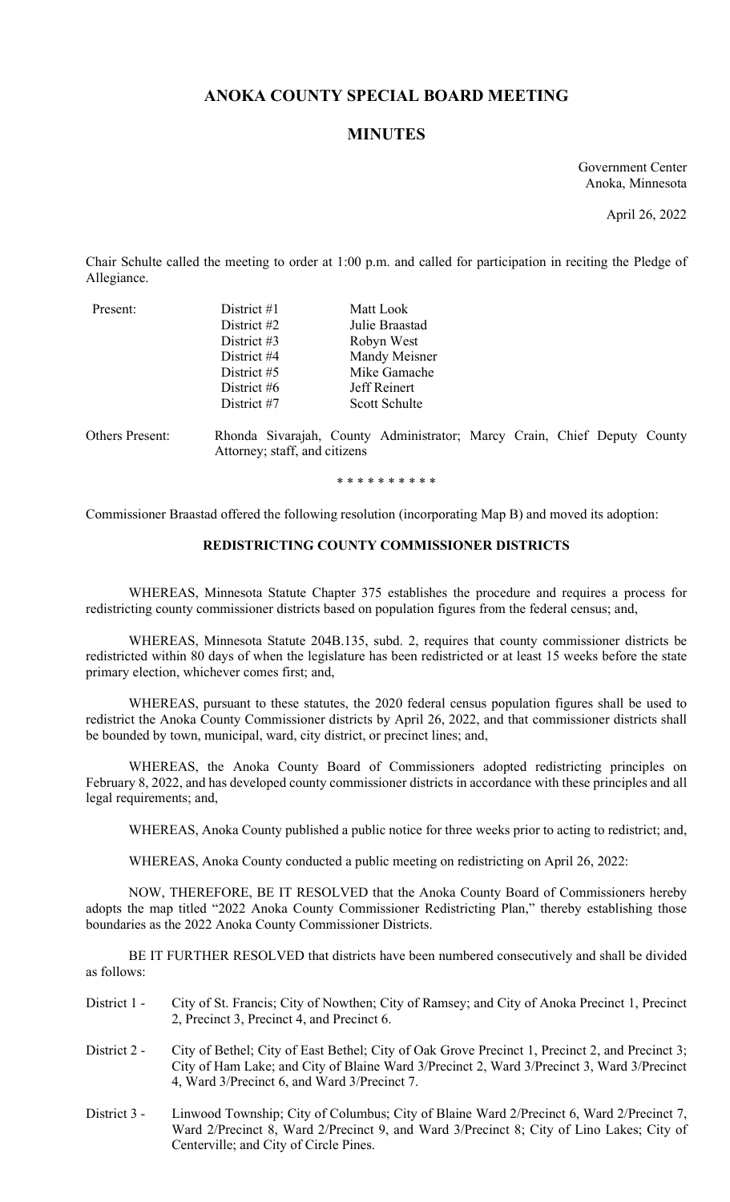# ANOKA COUNTY SPECIAL BOARD MEETING

## MINUTES

Government Center
Anoka, Minnesota

April 26, 2022

Chair Schulte called the meeting to order at 1:00 p.m. and called for participation in reciting the Pledge of Allegiance.

| | | |
|---|---|---|
| Present: | District #1 | Matt Look |
| | District #2 | Julie Braastad |
| | District #3 | Robyn West |
| | District #4 | Mandy Meisner |
| | District #5 | Mike Gamache |
| | District #6 | Jeff Reinert |
| | District #7 | Scott Schulte |

Others Present: Rhonda Sivarajah, County Administrator; Marcy Crain, Chief Deputy County Attorney; staff, and citizens

\* \* \* \* \* \* \* \* \* \*

Commissioner Braastad offered the following resolution (incorporating Map B) and moved its adoption:

**REDISTRICTING COUNTY COMMISSIONER DISTRICTS**

WHEREAS, Minnesota Statute Chapter 375 establishes the procedure and requires a process for redistricting county commissioner districts based on population figures from the federal census; and,

WHEREAS, Minnesota Statute 204B.135, subd. 2, requires that county commissioner districts be redistricted within 80 days of when the legislature has been redistricted or at least 15 weeks before the state primary election, whichever comes first; and,

WHEREAS, pursuant to these statutes, the 2020 federal census population figures shall be used to redistrict the Anoka County Commissioner districts by April 26, 2022, and that commissioner districts shall be bounded by town, municipal, ward, city district, or precinct lines; and,

WHEREAS, the Anoka County Board of Commissioners adopted redistricting principles on February 8, 2022, and has developed county commissioner districts in accordance with these principles and all legal requirements; and,

WHEREAS, Anoka County published a public notice for three weeks prior to acting to redistrict; and,

WHEREAS, Anoka County conducted a public meeting on redistricting on April 26, 2022:

NOW, THEREFORE, BE IT RESOLVED that the Anoka County Board of Commissioners hereby adopts the map titled "2022 Anoka County Commissioner Redistricting Plan," thereby establishing those boundaries as the 2022 Anoka County Commissioner Districts.

BE IT FURTHER RESOLVED that districts have been numbered consecutively and shall be divided as follows:

District 1 - City of St. Francis; City of Nowthen; City of Ramsey; and City of Anoka Precinct 1, Precinct 2, Precinct 3, Precinct 4, and Precinct 6.

District 2 - City of Bethel; City of East Bethel; City of Oak Grove Precinct 1, Precinct 2, and Precinct 3; City of Ham Lake; and City of Blaine Ward 3/Precinct 2, Ward 3/Precinct 3, Ward 3/Precinct 4, Ward 3/Precinct 6, and Ward 3/Precinct 7.

District 3 - Linwood Township; City of Columbus; City of Blaine Ward 2/Precinct 6, Ward 2/Precinct 7, Ward 2/Precinct 8, Ward 2/Precinct 9, and Ward 3/Precinct 8; City of Lino Lakes; City of Centerville; and City of Circle Pines.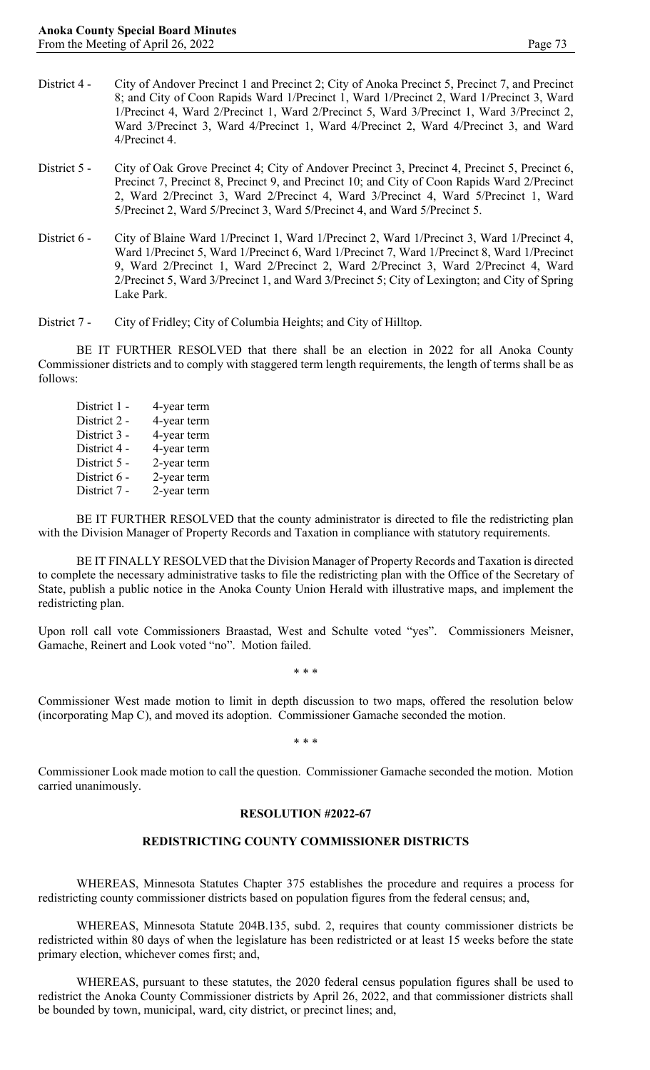District 4 - City of Andover Precinct 1 and Precinct 2; City of Anoka Precinct 5, Precinct 7, and Precinct 8; and City of Coon Rapids Ward 1/Precinct 1, Ward 1/Precinct 2, Ward 1/Precinct 3, Ward 1/Precinct 4, Ward 2/Precinct 1, Ward 2/Precinct 5, Ward 3/Precinct 1, Ward 3/Precinct 2, Ward 3/Precinct 3, Ward 4/Precinct 1, Ward 4/Precinct 2, Ward 4/Precinct 3, and Ward 4/Precinct 4.

District 5 - City of Oak Grove Precinct 4; City of Andover Precinct 3, Precinct 4, Precinct 5, Precinct 6, Precinct 7, Precinct 8, Precinct 9, and Precinct 10; and City of Coon Rapids Ward 2/Precinct 2, Ward 2/Precinct 3, Ward 2/Precinct 4, Ward 3/Precinct 4, Ward 5/Precinct 1, Ward 5/Precinct 2, Ward 5/Precinct 3, Ward 5/Precinct 4, and Ward 5/Precinct 5.

District 6 - City of Blaine Ward 1/Precinct 1, Ward 1/Precinct 2, Ward 1/Precinct 3, Ward 1/Precinct 4, Ward 1/Precinct 5, Ward 1/Precinct 6, Ward 1/Precinct 7, Ward 1/Precinct 8, Ward 1/Precinct 9, Ward 2/Precinct 1, Ward 2/Precinct 2, Ward 2/Precinct 3, Ward 2/Precinct 4, Ward 2/Precinct 5, Ward 3/Precinct 1, and Ward 3/Precinct 5; City of Lexington; and City of Spring Lake Park.

District 7 - City of Fridley; City of Columbia Heights; and City of Hilltop.

BE IT FURTHER RESOLVED that there shall be an election in 2022 for all Anoka County Commissioner districts and to comply with staggered term length requirements, the length of terms shall be as follows:

District 1 - 4-year term
District 2 - 4-year term
District 3 - 4-year term
District 4 - 4-year term
District 5 - 2-year term
District 6 - 2-year term
District 7 - 2-year term

BE IT FURTHER RESOLVED that the county administrator is directed to file the redistricting plan with the Division Manager of Property Records and Taxation in compliance with statutory requirements.

BE IT FINALLY RESOLVED that the Division Manager of Property Records and Taxation is directed to complete the necessary administrative tasks to file the redistricting plan with the Office of the Secretary of State, publish a public notice in the Anoka County Union Herald with illustrative maps, and implement the redistricting plan.

Upon roll call vote Commissioners Braastad, West and Schulte voted "yes". Commissioners Meisner, Gamache, Reinert and Look voted "no". Motion failed.

\* \* \*

Commissioner West made motion to limit in depth discussion to two maps, offered the resolution below (incorporating Map C), and moved its adoption. Commissioner Gamache seconded the motion.

\* \* \*

Commissioner Look made motion to call the question. Commissioner Gamache seconded the motion. Motion carried unanimously.

**RESOLUTION #2022-67**

**REDISTRICTING COUNTY COMMISSIONER DISTRICTS**

WHEREAS, Minnesota Statutes Chapter 375 establishes the procedure and requires a process for redistricting county commissioner districts based on population figures from the federal census; and,

WHEREAS, Minnesota Statute 204B.135, subd. 2, requires that county commissioner districts be redistricted within 80 days of when the legislature has been redistricted or at least 15 weeks before the state primary election, whichever comes first; and,

WHEREAS, pursuant to these statutes, the 2020 federal census population figures shall be used to redistrict the Anoka County Commissioner districts by April 26, 2022, and that commissioner districts shall be bounded by town, municipal, ward, city district, or precinct lines; and,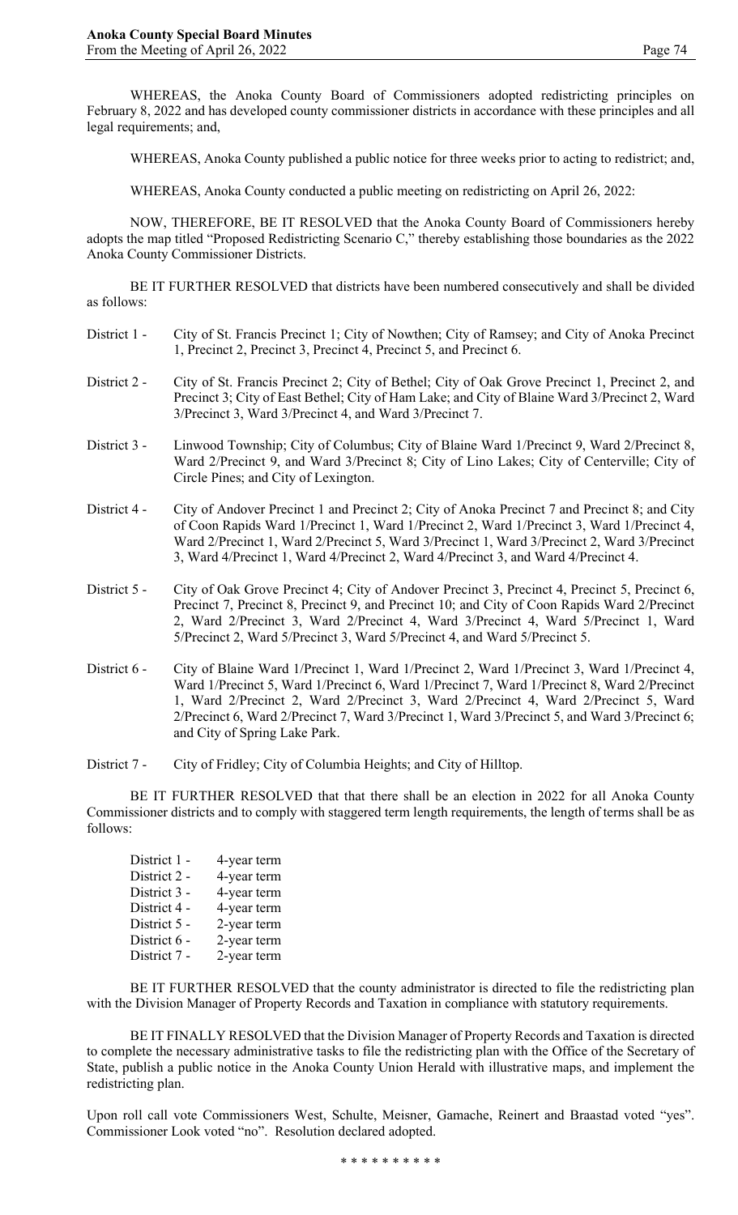WHEREAS, the Anoka County Board of Commissioners adopted redistricting principles on February 8, 2022 and has developed county commissioner districts in accordance with these principles and all legal requirements; and,

WHEREAS, Anoka County published a public notice for three weeks prior to acting to redistrict; and,

WHEREAS, Anoka County conducted a public meeting on redistricting on April 26, 2022:

NOW, THEREFORE, BE IT RESOLVED that the Anoka County Board of Commissioners hereby adopts the map titled "Proposed Redistricting Scenario C," thereby establishing those boundaries as the 2022 Anoka County Commissioner Districts.

BE IT FURTHER RESOLVED that districts have been numbered consecutively and shall be divided as follows:

District 1 - City of St. Francis Precinct 1; City of Nowthen; City of Ramsey; and City of Anoka Precinct 1, Precinct 2, Precinct 3, Precinct 4, Precinct 5, and Precinct 6.

District 2 - City of St. Francis Precinct 2; City of Bethel; City of Oak Grove Precinct 1, Precinct 2, and Precinct 3; City of East Bethel; City of Ham Lake; and City of Blaine Ward 3/Precinct 2, Ward 3/Precinct 3, Ward 3/Precinct 4, and Ward 3/Precinct 7.

District 3 - Linwood Township; City of Columbus; City of Blaine Ward 1/Precinct 9, Ward 2/Precinct 8, Ward 2/Precinct 9, and Ward 3/Precinct 8; City of Lino Lakes; City of Centerville; City of Circle Pines; and City of Lexington.

District 4 - City of Andover Precinct 1 and Precinct 2; City of Anoka Precinct 7 and Precinct 8; and City of Coon Rapids Ward 1/Precinct 1, Ward 1/Precinct 2, Ward 1/Precinct 3, Ward 1/Precinct 4, Ward 2/Precinct 1, Ward 2/Precinct 5, Ward 3/Precinct 1, Ward 3/Precinct 2, Ward 3/Precinct 3, Ward 4/Precinct 1, Ward 4/Precinct 2, Ward 4/Precinct 3, and Ward 4/Precinct 4.

District 5 - City of Oak Grove Precinct 4; City of Andover Precinct 3, Precinct 4, Precinct 5, Precinct 6, Precinct 7, Precinct 8, Precinct 9, and Precinct 10; and City of Coon Rapids Ward 2/Precinct 2, Ward 2/Precinct 3, Ward 2/Precinct 4, Ward 3/Precinct 4, Ward 5/Precinct 1, Ward 5/Precinct 2, Ward 5/Precinct 3, Ward 5/Precinct 4, and Ward 5/Precinct 5.

District 6 - City of Blaine Ward 1/Precinct 1, Ward 1/Precinct 2, Ward 1/Precinct 3, Ward 1/Precinct 4, Ward 1/Precinct 5, Ward 1/Precinct 6, Ward 1/Precinct 7, Ward 1/Precinct 8, Ward 2/Precinct 1, Ward 2/Precinct 2, Ward 2/Precinct 3, Ward 2/Precinct 4, Ward 2/Precinct 5, Ward 2/Precinct 6, Ward 2/Precinct 7, Ward 3/Precinct 1, Ward 3/Precinct 5, and Ward 3/Precinct 6; and City of Spring Lake Park.

District 7 - City of Fridley; City of Columbia Heights; and City of Hilltop.

BE IT FURTHER RESOLVED that that there shall be an election in 2022 for all Anoka County Commissioner districts and to comply with staggered term length requirements, the length of terms shall be as follows:

| | |
|---|---|
| District 1 - | 4-year term |
| District 2 - | 4-year term |
| District 3 - | 4-year term |
| District 4 - | 4-year term |
| District 5 - | 2-year term |
| District 6 - | 2-year term |
| District 7 - | 2-year term |

BE IT FURTHER RESOLVED that the county administrator is directed to file the redistricting plan with the Division Manager of Property Records and Taxation in compliance with statutory requirements.

BE IT FINALLY RESOLVED that the Division Manager of Property Records and Taxation is directed to complete the necessary administrative tasks to file the redistricting plan with the Office of the Secretary of State, publish a public notice in the Anoka County Union Herald with illustrative maps, and implement the redistricting plan.

Upon roll call vote Commissioners West, Schulte, Meisner, Gamache, Reinert and Braastad voted "yes". Commissioner Look voted "no". Resolution declared adopted.

\* \* \* \* \* \* \* \* \* \*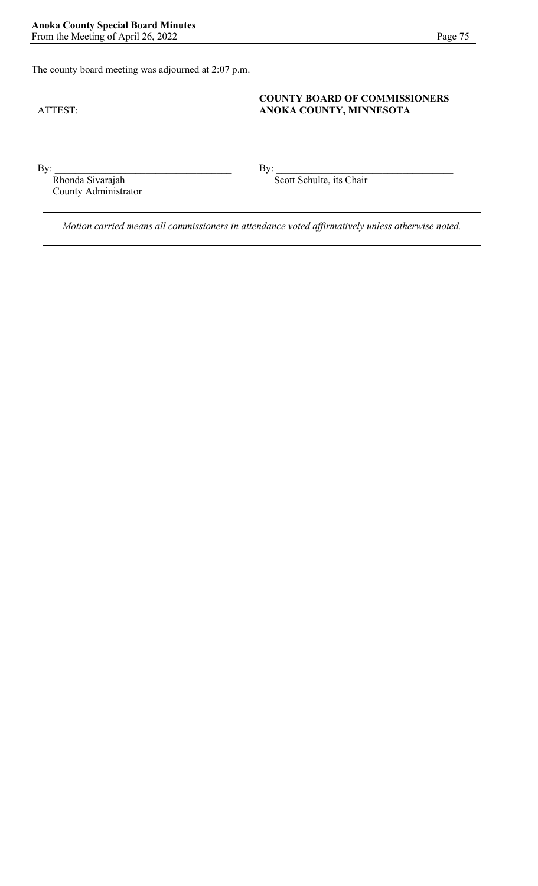The county board meeting was adjourned at 2:07 p.m.

| | |
|---|---|
| ATTEST: | **COUNTY BOARD OF COMMISSIONERS ANOKA COUNTY, MINNESOTA** |
| By: ___________________________________ | By: ___________________________________ |
| Rhonda Sivarajah<br>County Administrator | Scott Schulte, its Chair |

*Motion carried means all commissioners in attendance voted affirmatively unless otherwise noted.*